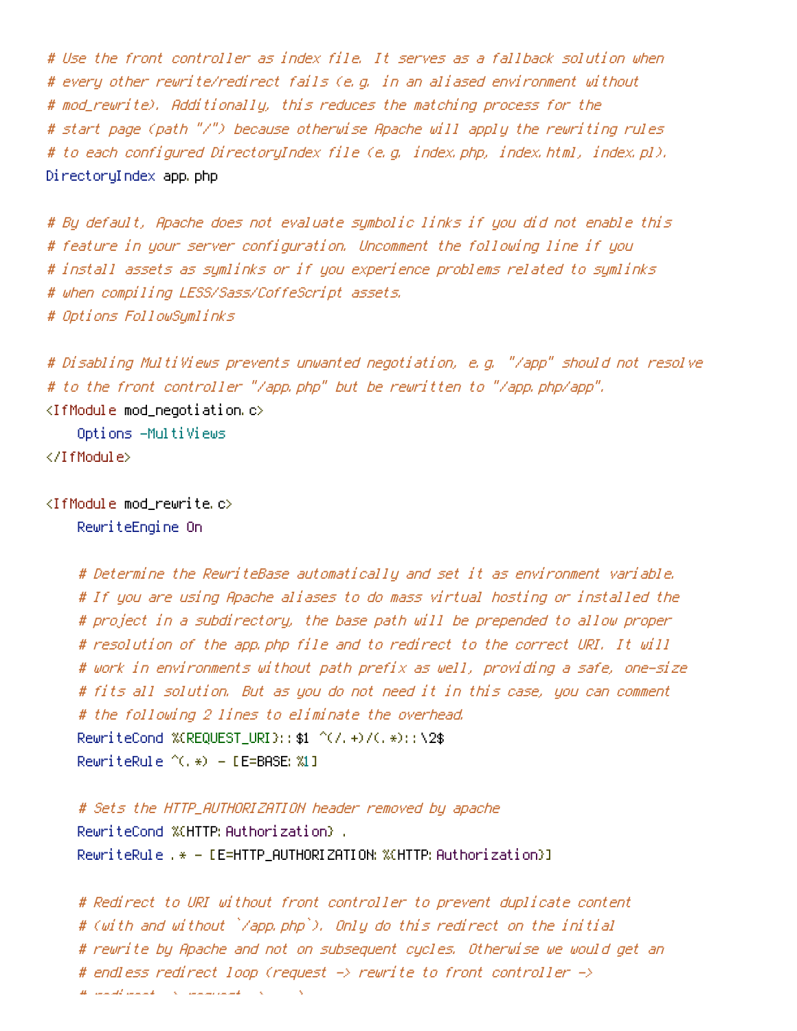```
# Use the front controller as index file. It serves as a fallback solution when
# every other rewrite/redirect fails (e.g. in an aliased environment without
# mod_rewrite). Additionally, this reduces the matching process for the
# start page (path "/") because otherwise Apache will apply the rewriting rules
# to each configured DirectoryIndex file (e.g. index.php, index.html, index.pl).
DirectoryIndex app.php

# By default, Apache does not evaluate symbolic links if you did not enable this
# feature in your server configuration. Uncomment the following line if you
# install assets as symlinks or if you experience problems related to symlinks
# when compiling LESS/Sass/CoffeScript assets.
# Options FollowSymlinks

# Disabling MultiViews prevents unwanted negotiation, e.g. "/app" should not resolve
# to the front controller "/app.php" but be rewritten to "/app.php/app".
<IfModule mod_negotiation.c>
    Options -MultiViews
</IfModule>

<IfModule mod_rewrite.c>
    RewriteEngine On

    # Determine the RewriteBase automatically and set it as environment variable.
    # If you are using Apache aliases to do mass virtual hosting or installed the
    # project in a subdirectory, the base path will be prepended to allow proper
    # resolution of the app.php file and to redirect to the correct URI. It will
    # work in environments without path prefix as well, providing a safe, one-size
    # fits all solution. But as you do not need it in this case, you can comment
    # the following 2 lines to eliminate the overhead.
    RewriteCond %{REQUEST_URI}::$1 ^(/.+)/(.*)::\2$
    RewriteRule ^(.*) - [E=BASE:%1]

    # Sets the HTTP_AUTHORIZATION header removed by apache
    RewriteCond %{HTTP:Authorization} .
    RewriteRule .* - [E=HTTP_AUTHORIZATION:%{HTTP:Authorization}]

    # Redirect to URI without front controller to prevent duplicate content
    # (with and without `/app.php`). Only do this redirect on the initial
    # rewrite by Apache and not on subsequent cycles. Otherwise we would get an
    # endless redirect loop (request -> rewrite to front controller ->
    # redirect -> request -> ...).
```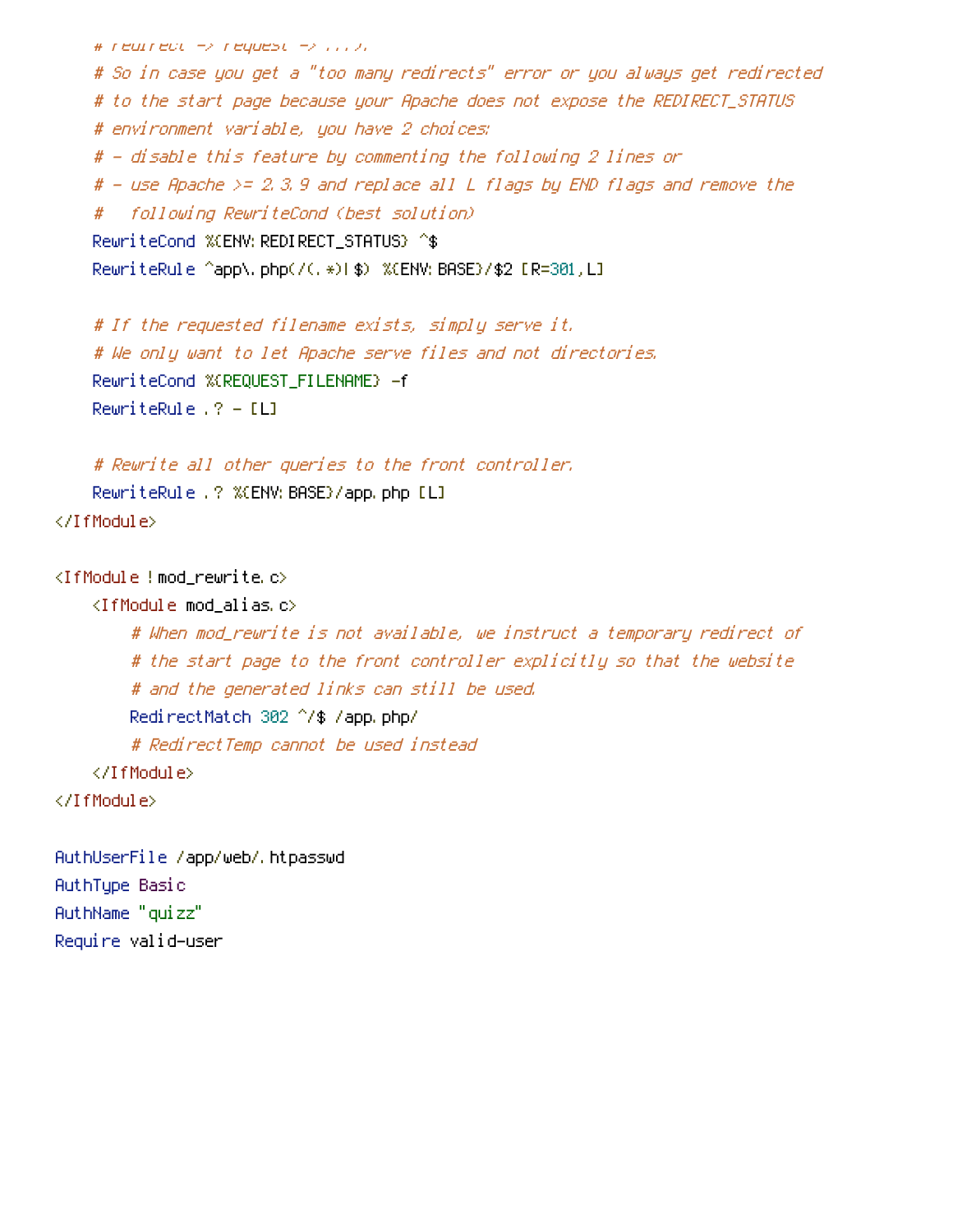```
    # redirect -> request -> ...).
    # So in case you get a "too many redirects" error or you always get redirected
    # to the start page because your Apache does not expose the REDIRECT_STATUS
    # environment variable, you have 2 choices:
    # - disable this feature by commenting the following 2 lines or
    # - use Apache >= 2.3.9 and replace all L flags by END flags and remove the
    #   following RewriteCond (best solution)
    RewriteCond %{ENV:REDIRECT_STATUS} ^$
    RewriteRule ^app\.php(/(.*)|$) %{ENV:BASE}/$2 [R=301,L]

    # If the requested filename exists, simply serve it.
    # We only want to let Apache serve files and not directories.
    RewriteCond %{REQUEST_FILENAME} -f
    RewriteRule .? - [L]

    # Rewrite all other queries to the front controller.
    RewriteRule .? %{ENV:BASE}/app.php [L]
</IfModule>

<IfModule !mod_rewrite.c>
    <IfModule mod_alias.c>
        # When mod_rewrite is not available, we instruct a temporary redirect of
        # the start page to the front controller explicitly so that the website
        # and the generated links can still be used.
        RedirectMatch 302 ^/$ /app.php/
        # RedirectTemp cannot be used instead
    </IfModule>
</IfModule>

AuthUserFile /app/web/.htpasswd
AuthType Basic
AuthName "quizz"
Require valid-user
```